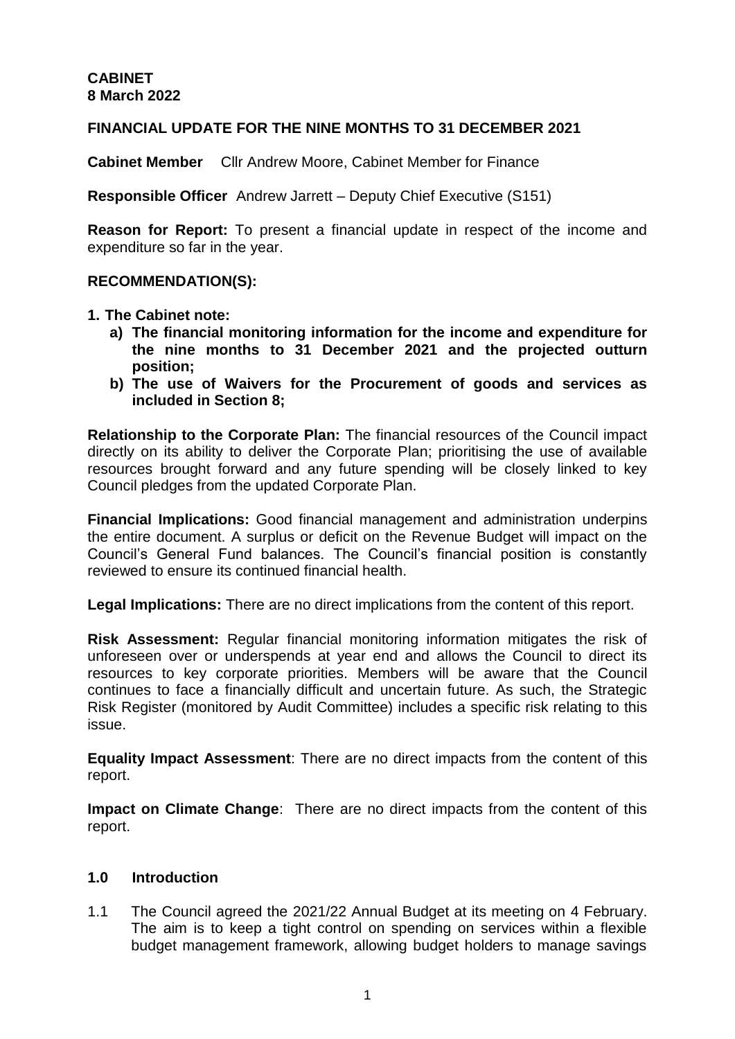**CABINET**
**8 March 2022**

**FINANCIAL UPDATE FOR THE NINE MONTHS TO 31 DECEMBER 2021**

**Cabinet Member** Cllr Andrew Moore, Cabinet Member for Finance

**Responsible Officer** Andrew Jarrett – Deputy Chief Executive (S151)

**Reason for Report:** To present a financial update in respect of the income and expenditure so far in the year.

**RECOMMENDATION(S):**

**1. The Cabinet note:**

   **a) The financial monitoring information for the income and expenditure for the nine months to 31 December 2021 and the projected outturn position;**

   **b) The use of Waivers for the Procurement of goods and services as included in Section 8;**

**Relationship to the Corporate Plan:** The financial resources of the Council impact directly on its ability to deliver the Corporate Plan; prioritising the use of available resources brought forward and any future spending will be closely linked to key Council pledges from the updated Corporate Plan.

**Financial Implications:** Good financial management and administration underpins the entire document. A surplus or deficit on the Revenue Budget will impact on the Council's General Fund balances. The Council's financial position is constantly reviewed to ensure its continued financial health.

**Legal Implications:** There are no direct implications from the content of this report.

**Risk Assessment:** Regular financial monitoring information mitigates the risk of unforeseen over or underspends at year end and allows the Council to direct its resources to key corporate priorities. Members will be aware that the Council continues to face a financially difficult and uncertain future. As such, the Strategic Risk Register (monitored by Audit Committee) includes a specific risk relating to this issue.

**Equality Impact Assessment**: There are no direct impacts from the content of this report.

**Impact on Climate Change**: There are no direct impacts from the content of this report.

## 1.0 Introduction

1.1 The Council agreed the 2021/22 Annual Budget at its meeting on 4 February. The aim is to keep a tight control on spending on services within a flexible budget management framework, allowing budget holders to manage savings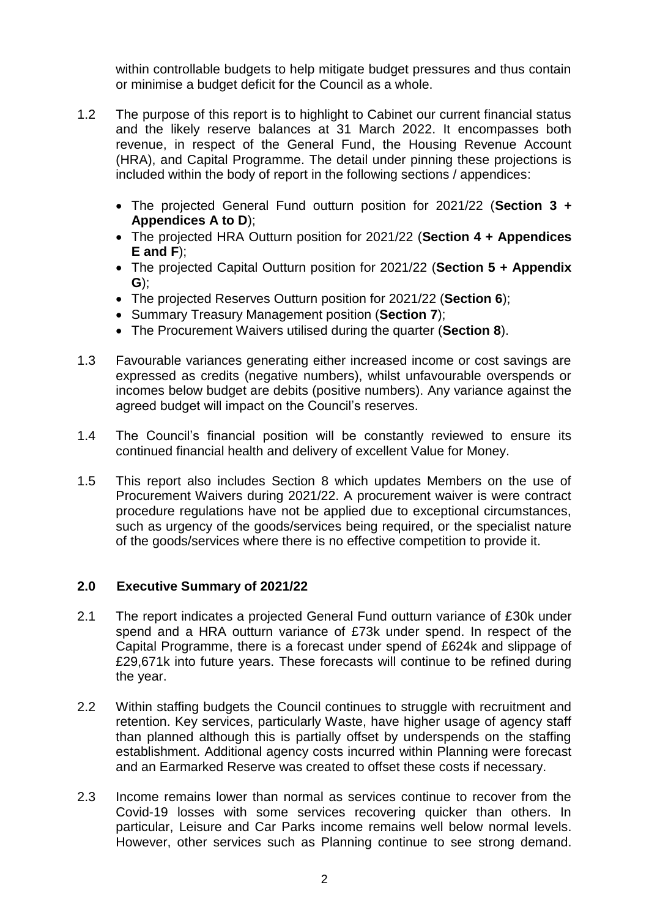within controllable budgets to help mitigate budget pressures and thus contain or minimise a budget deficit for the Council as a whole.

1.2 The purpose of this report is to highlight to Cabinet our current financial status and the likely reserve balances at 31 March 2022. It encompasses both revenue, in respect of the General Fund, the Housing Revenue Account (HRA), and Capital Programme. The detail under pinning these projections is included within the body of report in the following sections / appendices:

- The projected General Fund outturn position for 2021/22 (**Section 3 + Appendices A to D**);
- The projected HRA Outturn position for 2021/22 (**Section 4 + Appendices E and F**);
- The projected Capital Outturn position for 2021/22 (**Section 5 + Appendix G**);
- The projected Reserves Outturn position for 2021/22 (**Section 6**);
- Summary Treasury Management position (**Section 7**);
- The Procurement Waivers utilised during the quarter (**Section 8**).

1.3 Favourable variances generating either increased income or cost savings are expressed as credits (negative numbers), whilst unfavourable overspends or incomes below budget are debits (positive numbers). Any variance against the agreed budget will impact on the Council's reserves.

1.4 The Council's financial position will be constantly reviewed to ensure its continued financial health and delivery of excellent Value for Money.

1.5 This report also includes Section 8 which updates Members on the use of Procurement Waivers during 2021/22. A procurement waiver is were contract procedure regulations have not be applied due to exceptional circumstances, such as urgency of the goods/services being required, or the specialist nature of the goods/services where there is no effective competition to provide it.

## 2.0 Executive Summary of 2021/22

2.1 The report indicates a projected General Fund outturn variance of £30k under spend and a HRA outturn variance of £73k under spend. In respect of the Capital Programme, there is a forecast under spend of £624k and slippage of £29,671k into future years. These forecasts will continue to be refined during the year.

2.2 Within staffing budgets the Council continues to struggle with recruitment and retention. Key services, particularly Waste, have higher usage of agency staff than planned although this is partially offset by underspends on the staffing establishment. Additional agency costs incurred within Planning were forecast and an Earmarked Reserve was created to offset these costs if necessary.

2.3 Income remains lower than normal as services continue to recover from the Covid-19 losses with some services recovering quicker than others. In particular, Leisure and Car Parks income remains well below normal levels. However, other services such as Planning continue to see strong demand.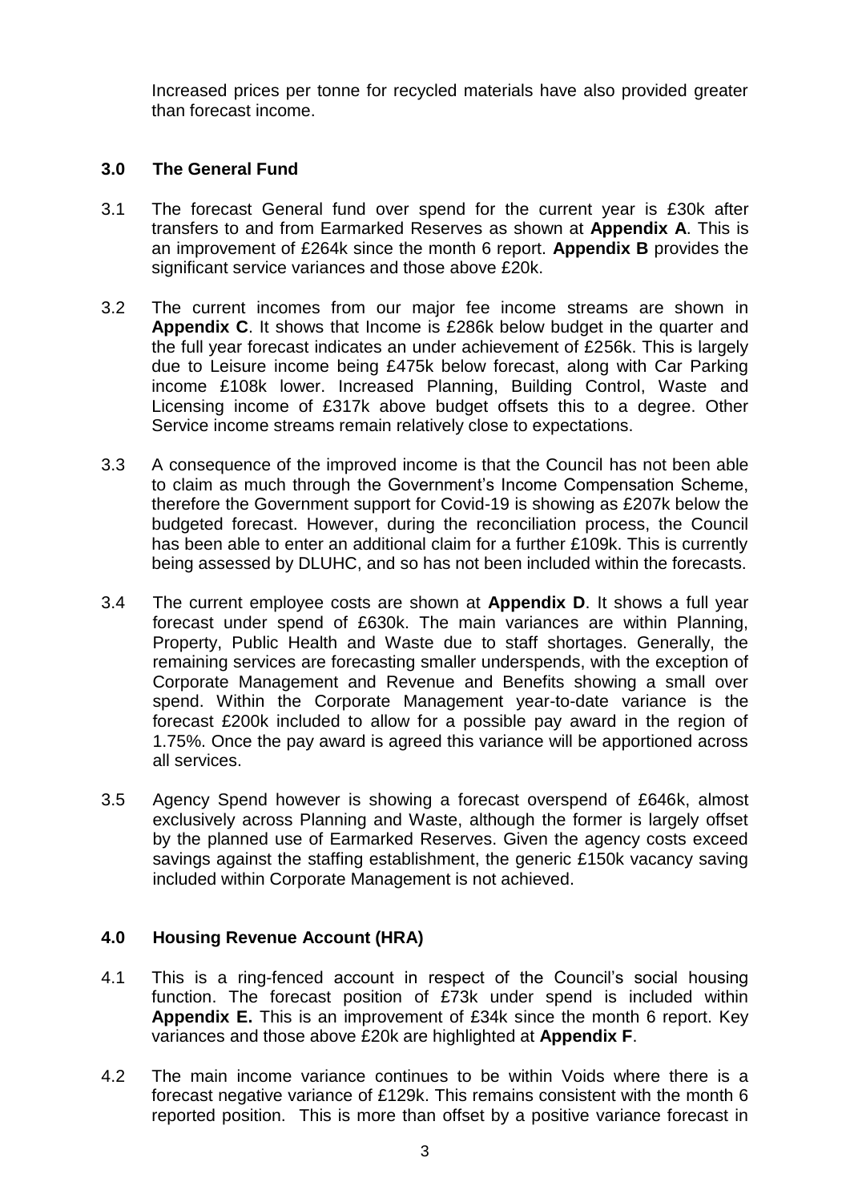Increased prices per tonne for recycled materials have also provided greater than forecast income.

## 3.0 The General Fund

3.1 The forecast General fund over spend for the current year is £30k after transfers to and from Earmarked Reserves as shown at **Appendix A**. This is an improvement of £264k since the month 6 report. **Appendix B** provides the significant service variances and those above £20k.

3.2 The current incomes from our major fee income streams are shown in **Appendix C**. It shows that Income is £286k below budget in the quarter and the full year forecast indicates an under achievement of £256k. This is largely due to Leisure income being £475k below forecast, along with Car Parking income £108k lower. Increased Planning, Building Control, Waste and Licensing income of £317k above budget offsets this to a degree. Other Service income streams remain relatively close to expectations.

3.3 A consequence of the improved income is that the Council has not been able to claim as much through the Government's Income Compensation Scheme, therefore the Government support for Covid-19 is showing as £207k below the budgeted forecast. However, during the reconciliation process, the Council has been able to enter an additional claim for a further £109k. This is currently being assessed by DLUHC, and so has not been included within the forecasts.

3.4 The current employee costs are shown at **Appendix D**. It shows a full year forecast under spend of £630k. The main variances are within Planning, Property, Public Health and Waste due to staff shortages. Generally, the remaining services are forecasting smaller underspends, with the exception of Corporate Management and Revenue and Benefits showing a small over spend. Within the Corporate Management year-to-date variance is the forecast £200k included to allow for a possible pay award in the region of 1.75%. Once the pay award is agreed this variance will be apportioned across all services.

3.5 Agency Spend however is showing a forecast overspend of £646k, almost exclusively across Planning and Waste, although the former is largely offset by the planned use of Earmarked Reserves. Given the agency costs exceed savings against the staffing establishment, the generic £150k vacancy saving included within Corporate Management is not achieved.

## 4.0 Housing Revenue Account (HRA)

4.1 This is a ring-fenced account in respect of the Council's social housing function. The forecast position of £73k under spend is included within **Appendix E.** This is an improvement of £34k since the month 6 report. Key variances and those above £20k are highlighted at **Appendix F**.

4.2 The main income variance continues to be within Voids where there is a forecast negative variance of £129k. This remains consistent with the month 6 reported position. This is more than offset by a positive variance forecast in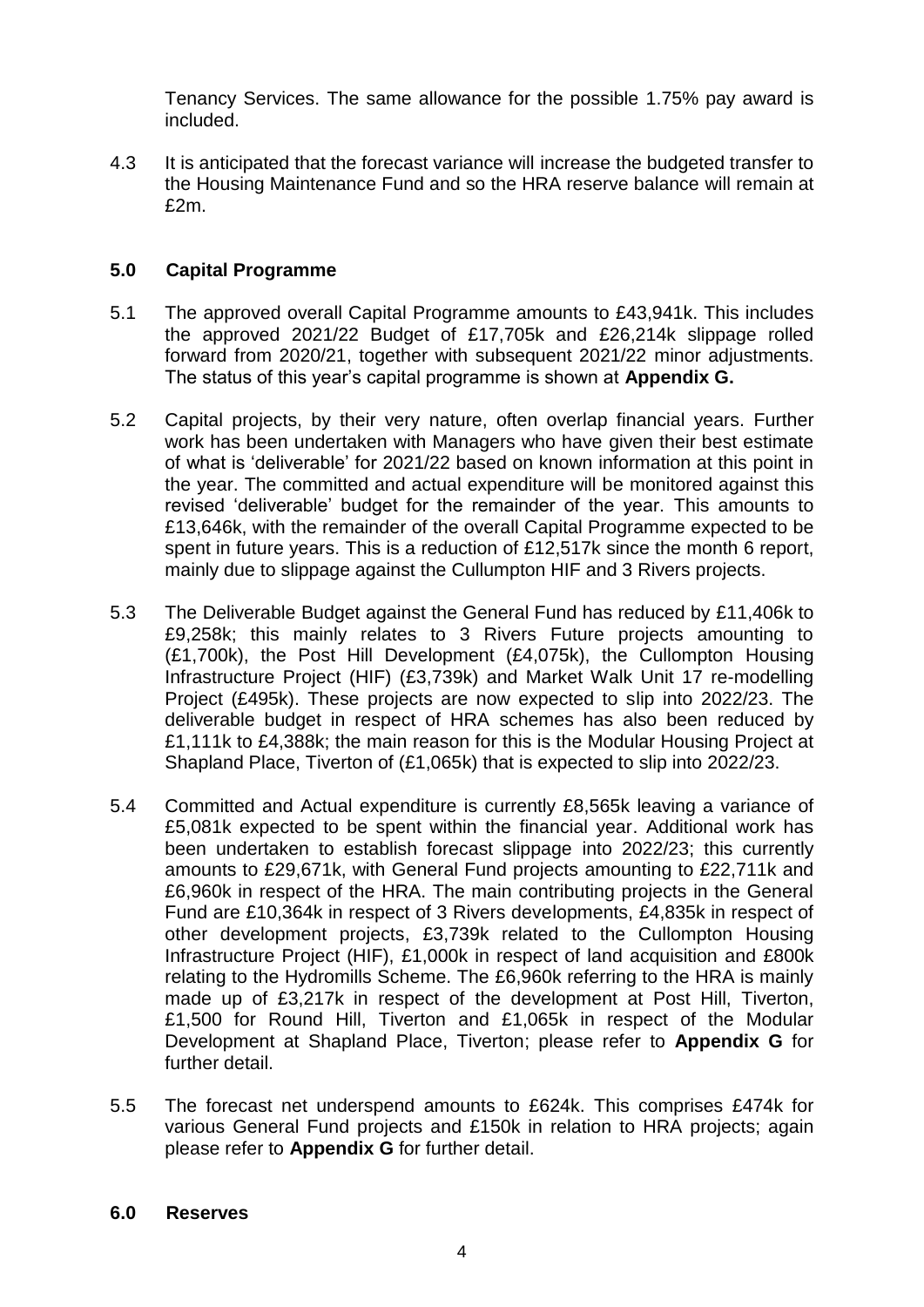Tenancy Services. The same allowance for the possible 1.75% pay award is included.

4.3 It is anticipated that the forecast variance will increase the budgeted transfer to the Housing Maintenance Fund and so the HRA reserve balance will remain at £2m.

## 5.0 Capital Programme

5.1 The approved overall Capital Programme amounts to £43,941k. This includes the approved 2021/22 Budget of £17,705k and £26,214k slippage rolled forward from 2020/21, together with subsequent 2021/22 minor adjustments. The status of this year's capital programme is shown at **Appendix G.**

5.2 Capital projects, by their very nature, often overlap financial years. Further work has been undertaken with Managers who have given their best estimate of what is 'deliverable' for 2021/22 based on known information at this point in the year. The committed and actual expenditure will be monitored against this revised 'deliverable' budget for the remainder of the year. This amounts to £13,646k, with the remainder of the overall Capital Programme expected to be spent in future years. This is a reduction of £12,517k since the month 6 report, mainly due to slippage against the Cullumpton HIF and 3 Rivers projects.

5.3 The Deliverable Budget against the General Fund has reduced by £11,406k to £9,258k; this mainly relates to 3 Rivers Future projects amounting to (£1,700k), the Post Hill Development (£4,075k), the Cullompton Housing Infrastructure Project (HIF) (£3,739k) and Market Walk Unit 17 re-modelling Project (£495k). These projects are now expected to slip into 2022/23. The deliverable budget in respect of HRA schemes has also been reduced by £1,111k to £4,388k; the main reason for this is the Modular Housing Project at Shapland Place, Tiverton of (£1,065k) that is expected to slip into 2022/23.

5.4 Committed and Actual expenditure is currently £8,565k leaving a variance of £5,081k expected to be spent within the financial year. Additional work has been undertaken to establish forecast slippage into 2022/23; this currently amounts to £29,671k, with General Fund projects amounting to £22,711k and £6,960k in respect of the HRA. The main contributing projects in the General Fund are £10,364k in respect of 3 Rivers developments, £4,835k in respect of other development projects, £3,739k related to the Cullompton Housing Infrastructure Project (HIF), £1,000k in respect of land acquisition and £800k relating to the Hydromills Scheme. The £6,960k referring to the HRA is mainly made up of £3,217k in respect of the development at Post Hill, Tiverton, £1,500 for Round Hill, Tiverton and £1,065k in respect of the Modular Development at Shapland Place, Tiverton; please refer to **Appendix G** for further detail.

5.5 The forecast net underspend amounts to £624k. This comprises £474k for various General Fund projects and £150k in relation to HRA projects; again please refer to **Appendix G** for further detail.

## 6.0 Reserves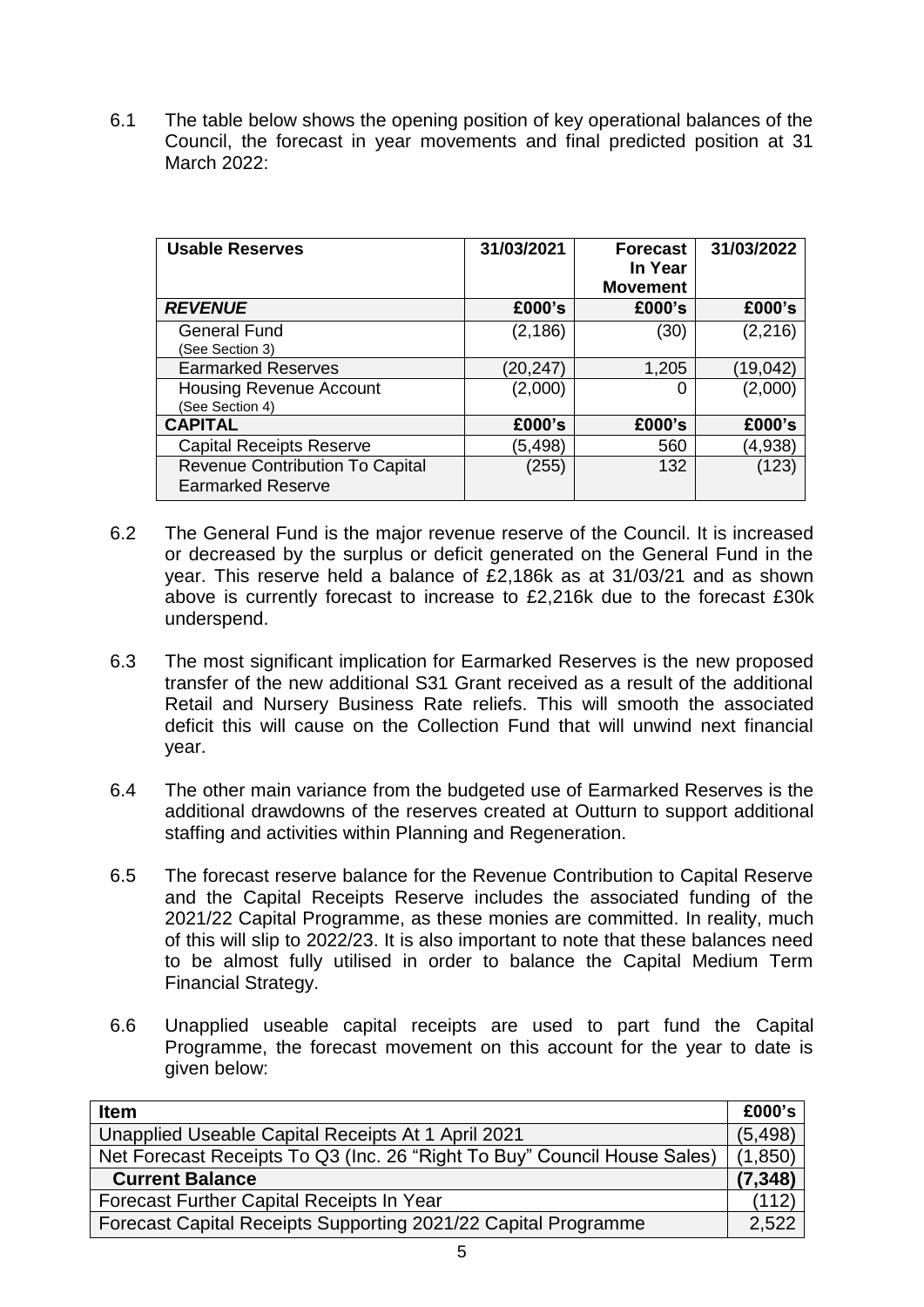6.1 The table below shows the opening position of key operational balances of the Council, the forecast in year movements and final predicted position at 31 March 2022:

| Usable Reserves | 31/03/2021 | Forecast In Year Movement | 31/03/2022 |
|---|---|---|---|
| ***REVENUE*** | **£000's** | **£000's** | **£000's** |
| General Fund (See Section 3) | (2,186) | (30) | (2,216) |
| Earmarked Reserves | (20,247) | 1,205 | (19,042) |
| Housing Revenue Account (See Section 4) | (2,000) | 0 | (2,000) |
| **CAPITAL** | **£000's** | **£000's** | **£000's** |
| Capital Receipts Reserve | (5,498) | 560 | (4,938) |
| Revenue Contribution To Capital Earmarked Reserve | (255) | 132 | (123) |

6.2 The General Fund is the major revenue reserve of the Council. It is increased or decreased by the surplus or deficit generated on the General Fund in the year. This reserve held a balance of £2,186k as at 31/03/21 and as shown above is currently forecast to increase to £2,216k due to the forecast £30k underspend.

6.3 The most significant implication for Earmarked Reserves is the new proposed transfer of the new additional S31 Grant received as a result of the additional Retail and Nursery Business Rate reliefs. This will smooth the associated deficit this will cause on the Collection Fund that will unwind next financial year.

6.4 The other main variance from the budgeted use of Earmarked Reserves is the additional drawdowns of the reserves created at Outturn to support additional staffing and activities within Planning and Regeneration.

6.5 The forecast reserve balance for the Revenue Contribution to Capital Reserve and the Capital Receipts Reserve includes the associated funding of the 2021/22 Capital Programme, as these monies are committed. In reality, much of this will slip to 2022/23. It is also important to note that these balances need to be almost fully utilised in order to balance the Capital Medium Term Financial Strategy.

6.6 Unapplied useable capital receipts are used to part fund the Capital Programme, the forecast movement on this account for the year to date is given below:

| Item | £000's |
|---|---|
| Unapplied Useable Capital Receipts At 1 April 2021 | (5,498) |
| Net Forecast Receipts To Q3 (Inc. 26 "Right To Buy" Council House Sales) | (1,850) |
| **Current Balance** | **(7,348)** |
| Forecast Further Capital Receipts In Year | (112) |
| Forecast Capital Receipts Supporting 2021/22 Capital Programme | 2,522 |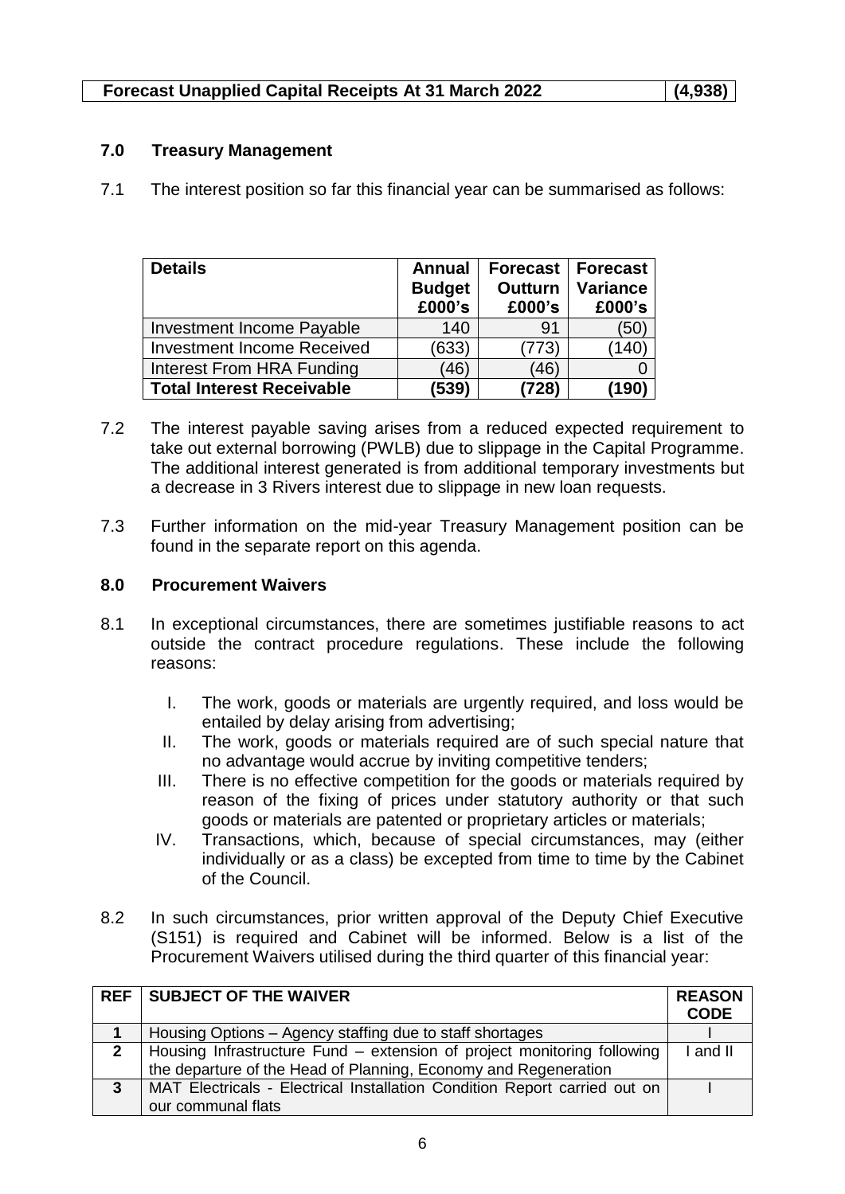| Forecast Unapplied Capital Receipts At 31 March 2022 | (4,938) |
|---|---|

## 7.0 Treasury Management

7.1 The interest position so far this financial year can be summarised as follows:

| Details | Annual Budget £000's | Forecast Outturn £000's | Forecast Variance £000's |
|---|---|---|---|
| Investment Income Payable | 140 | 91 | (50) |
| Investment Income Received | (633) | (773) | (140) |
| Interest From HRA Funding | (46) | (46) | 0 |
| **Total Interest Receivable** | **(539)** | **(728)** | **(190)** |

7.2 The interest payable saving arises from a reduced expected requirement to take out external borrowing (PWLB) due to slippage in the Capital Programme. The additional interest generated is from additional temporary investments but a decrease in 3 Rivers interest due to slippage in new loan requests.

7.3 Further information on the mid-year Treasury Management position can be found in the separate report on this agenda.

## 8.0 Procurement Waivers

8.1 In exceptional circumstances, there are sometimes justifiable reasons to act outside the contract procedure regulations. These include the following reasons:

I. The work, goods or materials are urgently required, and loss would be entailed by delay arising from advertising;
II. The work, goods or materials required are of such special nature that no advantage would accrue by inviting competitive tenders;
III. There is no effective competition for the goods or materials required by reason of the fixing of prices under statutory authority or that such goods or materials are patented or proprietary articles or materials;
IV. Transactions, which, because of special circumstances, may (either individually or as a class) be excepted from time to time by the Cabinet of the Council.

8.2 In such circumstances, prior written approval of the Deputy Chief Executive (S151) is required and Cabinet will be informed. Below is a list of the Procurement Waivers utilised during the third quarter of this financial year:

| REF | SUBJECT OF THE WAIVER | REASON CODE |
|---|---|---|
| **1** | Housing Options – Agency staffing due to staff shortages | I |
| **2** | Housing Infrastructure Fund – extension of project monitoring following the departure of the Head of Planning, Economy and Regeneration | I and II |
| **3** | MAT Electricals - Electrical Installation Condition Report carried out on our communal flats | I |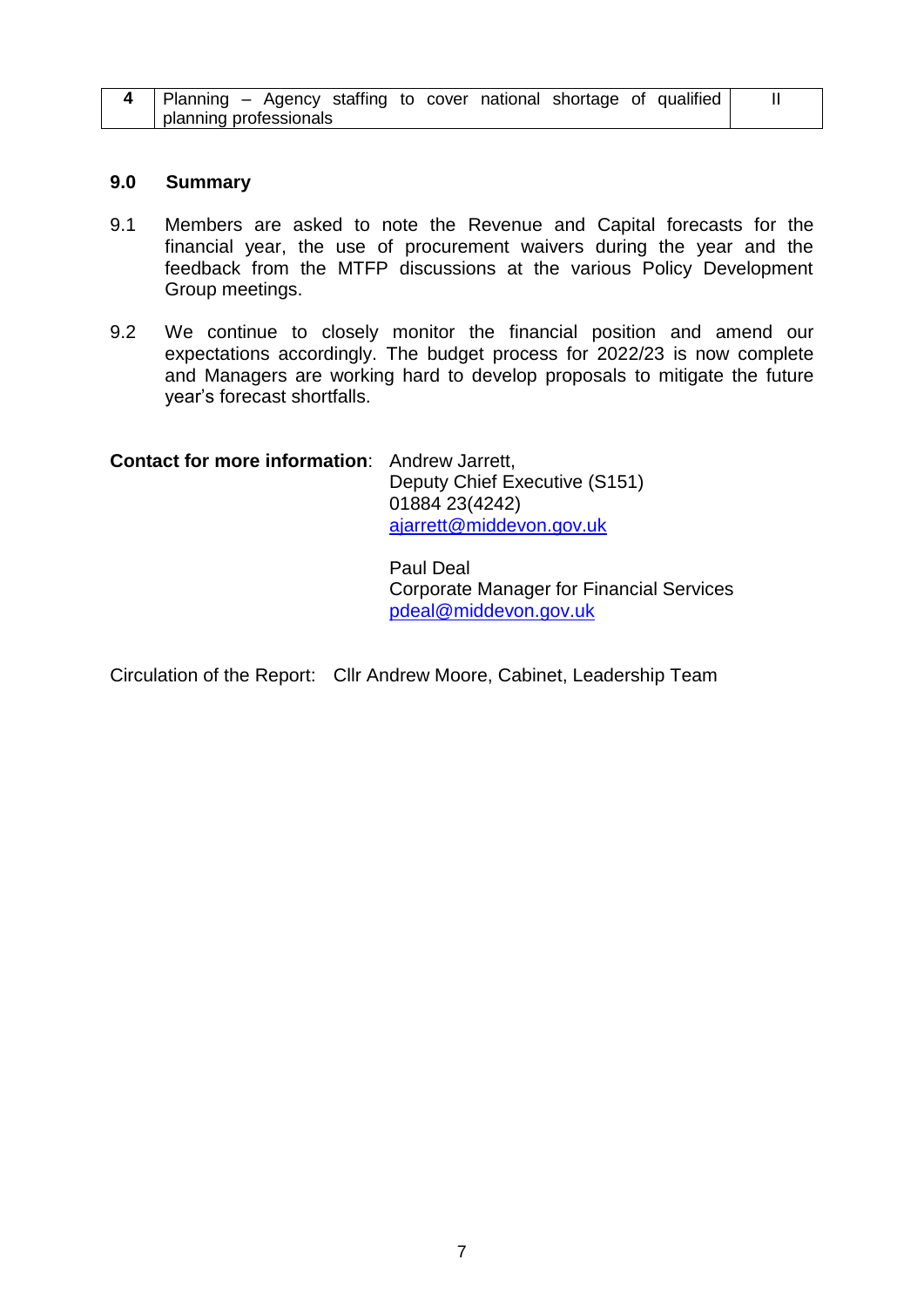| | | |
|---|---|---|
| **4** | Planning – Agency staffing to cover national shortage of qualified planning professionals | II |

### 9.0 Summary

9.1 Members are asked to note the Revenue and Capital forecasts for the financial year, the use of procurement waivers during the year and the feedback from the MTFP discussions at the various Policy Development Group meetings.

9.2 We continue to closely monitor the financial position and amend our expectations accordingly. The budget process for 2022/23 is now complete and Managers are working hard to develop proposals to mitigate the future year's forecast shortfalls.

**Contact for more information**: Andrew Jarrett,
Deputy Chief Executive (S151)
01884 23(4242)
ajarrett@middevon.gov.uk

Paul Deal
Corporate Manager for Financial Services
pdeal@middevon.gov.uk

Circulation of the Report: Cllr Andrew Moore, Cabinet, Leadership Team